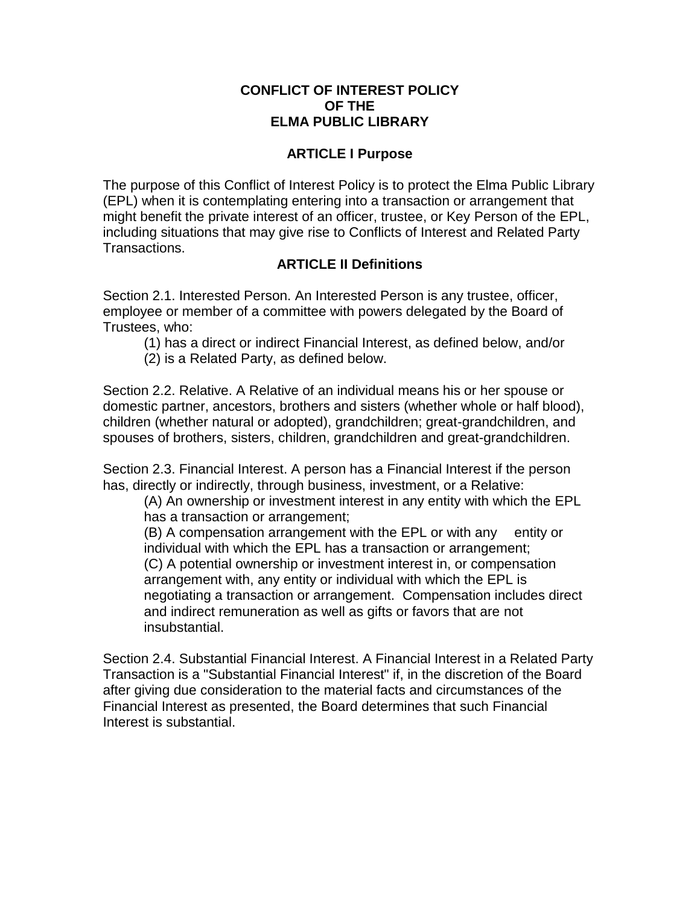# CONFLICT OF INTEREST POLICY
# OF THE
# ELMA PUBLIC LIBRARY

## ARTICLE I Purpose

The purpose of this Conflict of Interest Policy is to protect the Elma Public Library (EPL) when it is contemplating entering into a transaction or arrangement that might benefit the private interest of an officer, trustee, or Key Person of the EPL, including situations that may give rise to Conflicts of Interest and Related Party Transactions.

## ARTICLE II Definitions

Section 2.1. Interested Person. An Interested Person is any trustee, officer, employee or member of a committee with powers delegated by the Board of Trustees, who:

(1) has a direct or indirect Financial Interest, as defined below, and/or
(2) is a Related Party, as defined below.

Section 2.2. Relative. A Relative of an individual means his or her spouse or domestic partner, ancestors, brothers and sisters (whether whole or half blood), children (whether natural or adopted), grandchildren; great-grandchildren, and spouses of brothers, sisters, children, grandchildren and great-grandchildren.

Section 2.3. Financial Interest. A person has a Financial Interest if the person has, directly or indirectly, through business, investment, or a Relative:

(A) An ownership or investment interest in any entity with which the EPL has a transaction or arrangement;
(B) A compensation arrangement with the EPL or with any entity or individual with which the EPL has a transaction or arrangement;
(C) A potential ownership or investment interest in, or compensation arrangement with, any entity or individual with which the EPL is negotiating a transaction or arrangement. Compensation includes direct and indirect remuneration as well as gifts or favors that are not insubstantial.

Section 2.4. Substantial Financial Interest. A Financial Interest in a Related Party Transaction is a "Substantial Financial Interest" if, in the discretion of the Board after giving due consideration to the material facts and circumstances of the Financial Interest as presented, the Board determines that such Financial Interest is substantial.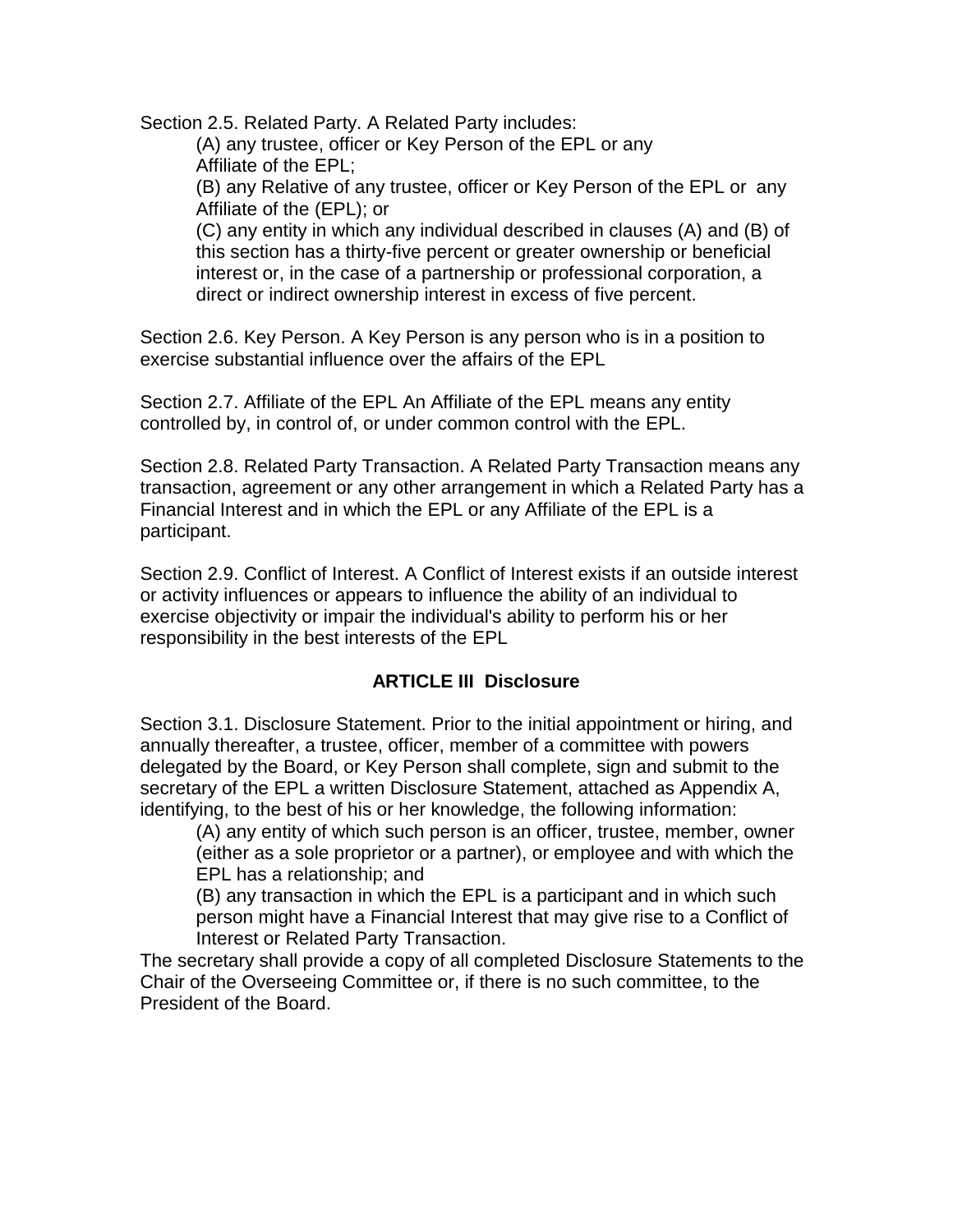Section 2.5. Related Party. A Related Party includes:

(A) any trustee, officer or Key Person of the EPL or any Affiliate of the EPL;

(B) any Relative of any trustee, officer or Key Person of the EPL or any Affiliate of the (EPL); or

(C) any entity in which any individual described in clauses (A) and (B) of this section has a thirty-five percent or greater ownership or beneficial interest or, in the case of a partnership or professional corporation, a direct or indirect ownership interest in excess of five percent.

Section 2.6. Key Person. A Key Person is any person who is in a position to exercise substantial influence over the affairs of the EPL

Section 2.7. Affiliate of the EPL An Affiliate of the EPL means any entity controlled by, in control of, or under common control with the EPL.

Section 2.8. Related Party Transaction. A Related Party Transaction means any transaction, agreement or any other arrangement in which a Related Party has a Financial Interest and in which the EPL or any Affiliate of the EPL is a participant.

Section 2.9. Conflict of Interest. A Conflict of Interest exists if an outside interest or activity influences or appears to influence the ability of an individual to exercise objectivity or impair the individual's ability to perform his or her responsibility in the best interests of the EPL

## ARTICLE III Disclosure

Section 3.1. Disclosure Statement. Prior to the initial appointment or hiring, and annually thereafter, a trustee, officer, member of a committee with powers delegated by the Board, or Key Person shall complete, sign and submit to the secretary of the EPL a written Disclosure Statement, attached as Appendix A, identifying, to the best of his or her knowledge, the following information:

(A) any entity of which such person is an officer, trustee, member, owner (either as a sole proprietor or a partner), or employee and with which the EPL has a relationship; and

(B) any transaction in which the EPL is a participant and in which such person might have a Financial Interest that may give rise to a Conflict of Interest or Related Party Transaction.

The secretary shall provide a copy of all completed Disclosure Statements to the Chair of the Overseeing Committee or, if there is no such committee, to the President of the Board.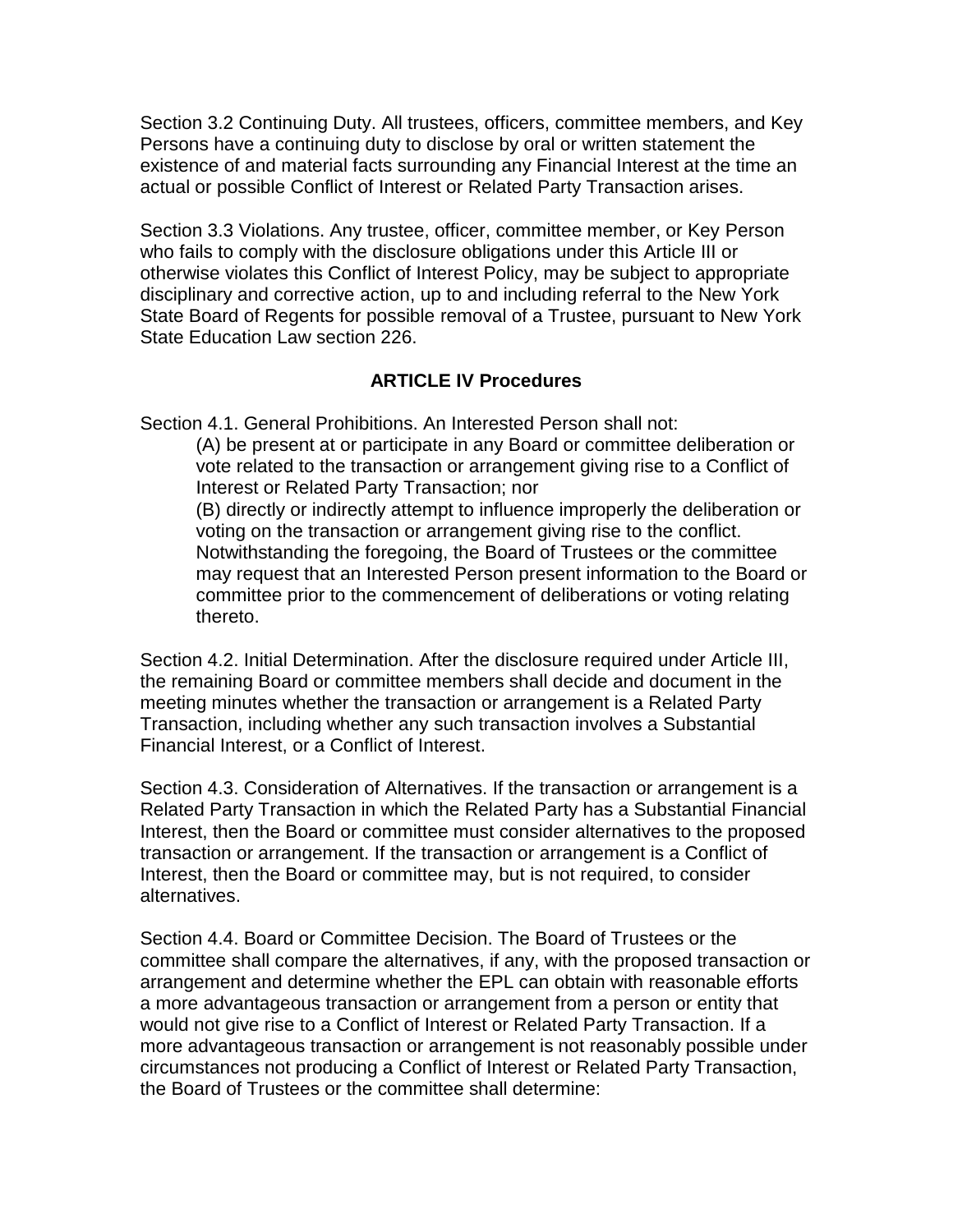Section 3.2 Continuing Duty. All trustees, officers, committee members, and Key Persons have a continuing duty to disclose by oral or written statement the existence of and material facts surrounding any Financial Interest at the time an actual or possible Conflict of Interest or Related Party Transaction arises.

Section 3.3 Violations. Any trustee, officer, committee member, or Key Person who fails to comply with the disclosure obligations under this Article III or otherwise violates this Conflict of Interest Policy, may be subject to appropriate disciplinary and corrective action, up to and including referral to the New York State Board of Regents for possible removal of a Trustee, pursuant to New York State Education Law section 226.

## ARTICLE IV Procedures

Section 4.1. General Prohibitions. An Interested Person shall not:

(A) be present at or participate in any Board or committee deliberation or vote related to the transaction or arrangement giving rise to a Conflict of Interest or Related Party Transaction; nor

(B) directly or indirectly attempt to influence improperly the deliberation or voting on the transaction or arrangement giving rise to the conflict. Notwithstanding the foregoing, the Board of Trustees or the committee may request that an Interested Person present information to the Board or committee prior to the commencement of deliberations or voting relating thereto.

Section 4.2. Initial Determination. After the disclosure required under Article III, the remaining Board or committee members shall decide and document in the meeting minutes whether the transaction or arrangement is a Related Party Transaction, including whether any such transaction involves a Substantial Financial Interest, or a Conflict of Interest.

Section 4.3. Consideration of Alternatives. If the transaction or arrangement is a Related Party Transaction in which the Related Party has a Substantial Financial Interest, then the Board or committee must consider alternatives to the proposed transaction or arrangement. If the transaction or arrangement is a Conflict of Interest, then the Board or committee may, but is not required, to consider alternatives.

Section 4.4. Board or Committee Decision. The Board of Trustees or the committee shall compare the alternatives, if any, with the proposed transaction or arrangement and determine whether the EPL can obtain with reasonable efforts a more advantageous transaction or arrangement from a person or entity that would not give rise to a Conflict of Interest or Related Party Transaction. If a more advantageous transaction or arrangement is not reasonably possible under circumstances not producing a Conflict of Interest or Related Party Transaction, the Board of Trustees or the committee shall determine: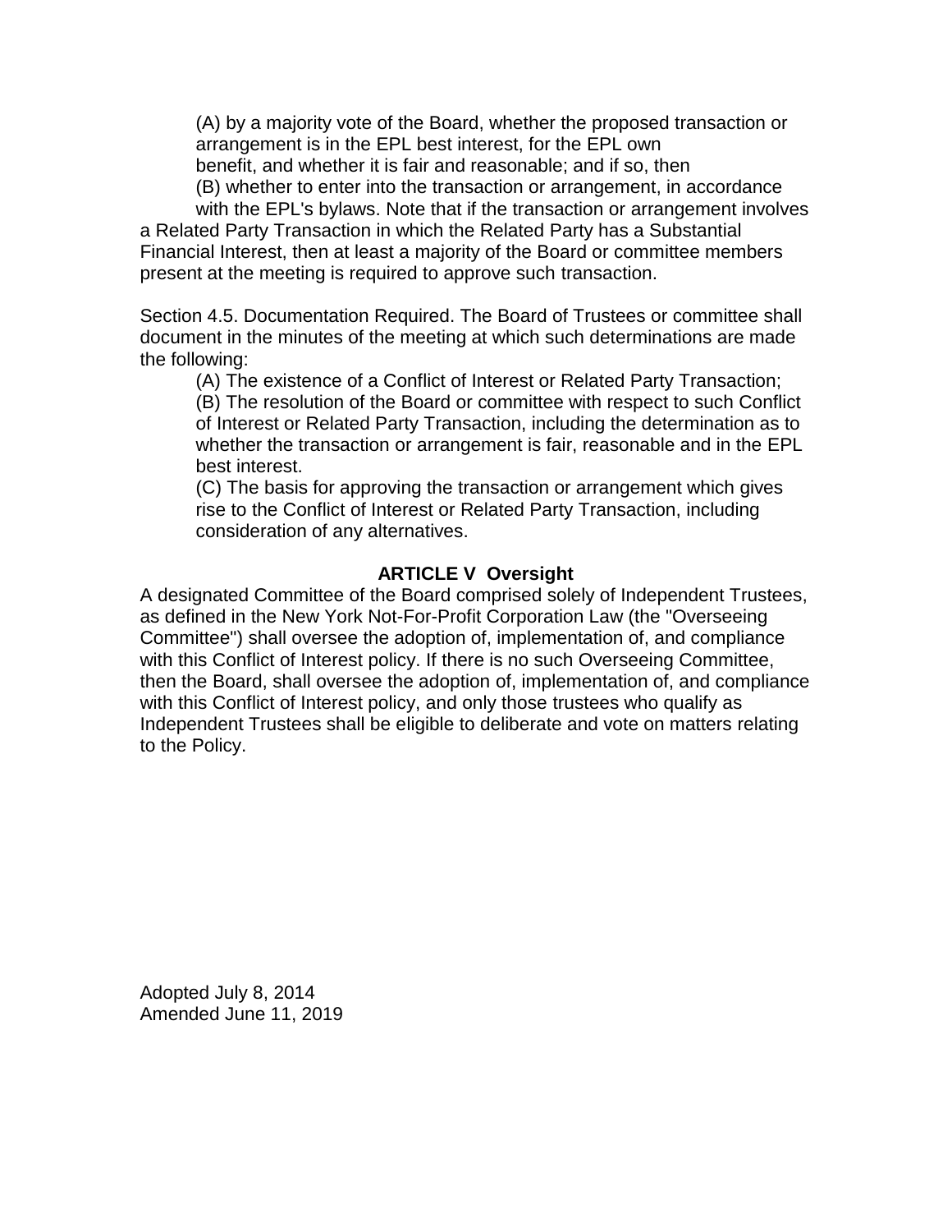(A) by a majority vote of the Board, whether the proposed transaction or arrangement is in the EPL best interest, for the EPL own benefit, and whether it is fair and reasonable; and if so, then

(B) whether to enter into the transaction or arrangement, in accordance with the EPL's bylaws. Note that if the transaction or arrangement involves a Related Party Transaction in which the Related Party has a Substantial Financial Interest, then at least a majority of the Board or committee members present at the meeting is required to approve such transaction.

Section 4.5. Documentation Required. The Board of Trustees or committee shall document in the minutes of the meeting at which such determinations are made the following:

(A) The existence of a Conflict of Interest or Related Party Transaction;

(B) The resolution of the Board or committee with respect to such Conflict of Interest or Related Party Transaction, including the determination as to whether the transaction or arrangement is fair, reasonable and in the EPL best interest.

(C) The basis for approving the transaction or arrangement which gives rise to the Conflict of Interest or Related Party Transaction, including consideration of any alternatives.

## ARTICLE V Oversight

A designated Committee of the Board comprised solely of Independent Trustees, as defined in the New York Not-For-Profit Corporation Law (the "Overseeing Committee") shall oversee the adoption of, implementation of, and compliance with this Conflict of Interest policy. If there is no such Overseeing Committee, then the Board, shall oversee the adoption of, implementation of, and compliance with this Conflict of Interest policy, and only those trustees who qualify as Independent Trustees shall be eligible to deliberate and vote on matters relating to the Policy.

Adopted July 8, 2014
Amended June 11, 2019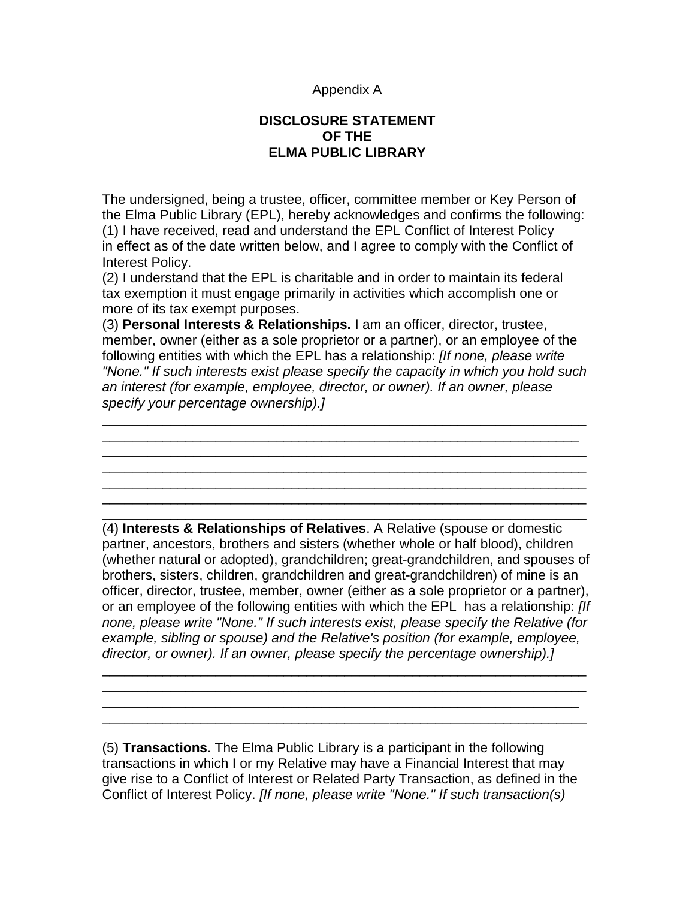Appendix A

**DISCLOSURE STATEMENT**
**OF THE**
**ELMA PUBLIC LIBRARY**

The undersigned, being a trustee, officer, committee member or Key Person of the Elma Public Library (EPL), hereby acknowledges and confirms the following:
(1) I have received, read and understand the EPL Conflict of Interest Policy in effect as of the date written below, and I agree to comply with the Conflict of Interest Policy.
(2) I understand that the EPL is charitable and in order to maintain its federal tax exemption it must engage primarily in activities which accomplish one or more of its tax exempt purposes.
(3) **Personal Interests & Relationships.** I am an officer, director, trustee, member, owner (either as a sole proprietor or a partner), or an employee of the following entities with which the EPL has a relationship: *[If none, please write "None." If such interests exist please specify the capacity in which you hold such an interest (for example, employee, director, or owner). If an owner, please specify your percentage ownership).]*

_________________________________________________________________
_________________________________________________________________
_________________________________________________________________
_________________________________________________________________
_________________________________________________________________
_________________________________________________________________
_________________________________________________________________

(4) **Interests & Relationships of Relatives**. A Relative (spouse or domestic partner, ancestors, brothers and sisters (whether whole or half blood), children (whether natural or adopted), grandchildren; great-grandchildren, and spouses of brothers, sisters, children, grandchildren and great-grandchildren) of mine is an officer, director, trustee, member, owner (either as a sole proprietor or a partner), or an employee of the following entities with which the EPL has a relationship: *[If none, please write "None." If such interests exist, please specify the Relative (for example, sibling or spouse) and the Relative's position (for example, employee, director, or owner). If an owner, please specify the percentage ownership).]*

_________________________________________________________________
_________________________________________________________________
_________________________________________________________________
_________________________________________________________________

(5) **Transactions**. The Elma Public Library is a participant in the following transactions in which I or my Relative may have a Financial Interest that may give rise to a Conflict of Interest or Related Party Transaction, as defined in the Conflict of Interest Policy. *[If none, please write "None." If such transaction(s)*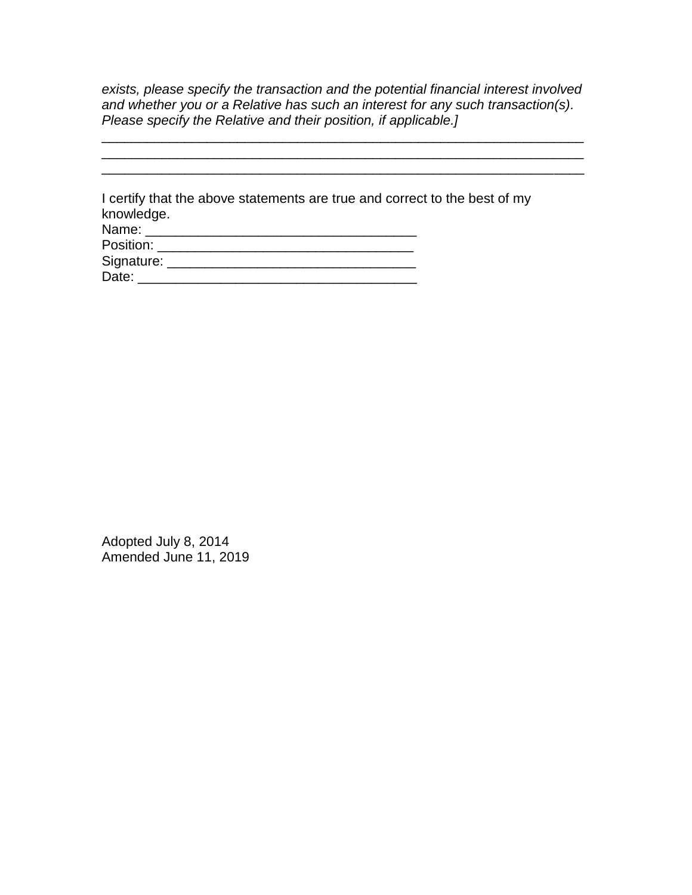*exists, please specify the transaction and the potential financial interest involved and whether you or a Relative has such an interest for any such transaction(s). Please specify the Relative and their position, if applicable.]*

_________________________________________________________________
_________________________________________________________________
_________________________________________________________________

I certify that the above statements are true and correct to the best of my knowledge.

Name: ____________________________________

Position: __________________________________

Signature: _________________________________

Date: _____________________________________

Adopted July 8, 2014
Amended June 11, 2019